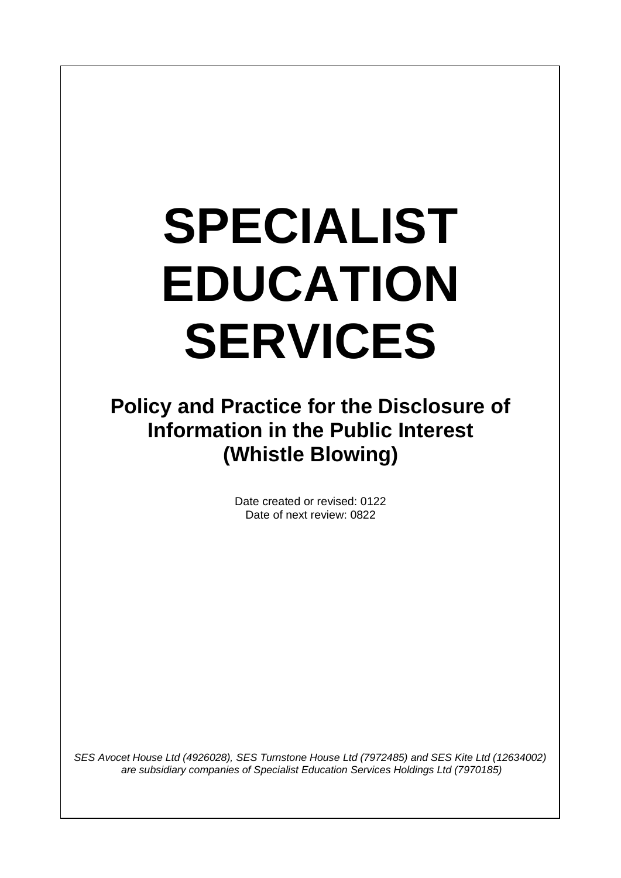# SPECIALIST EDUCATION SERVICES

## Policy and Practice for the Disclosure of Information in the Public Interest (Whistle Blowing)

Date created or revised: 0122
Date of next review: 0822

*SES Avocet House Ltd (4926028), SES Turnstone House Ltd (7972485) and SES Kite Ltd (12634002) are subsidiary companies of Specialist Education Services Holdings Ltd (7970185)*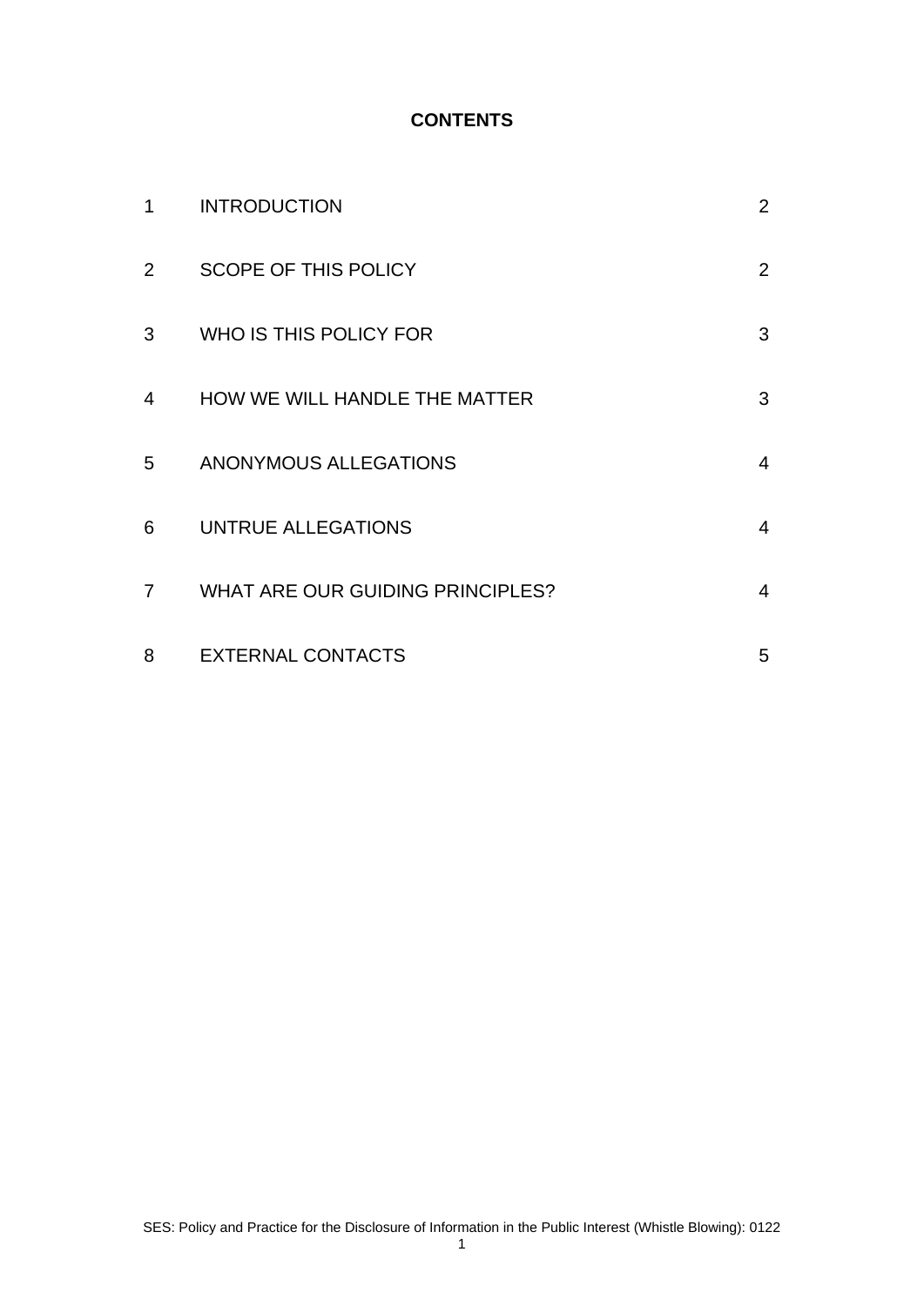**CONTENTS**

| | | |
|---|---|---|
| 1 | INTRODUCTION | 2 |
| 2 | SCOPE OF THIS POLICY | 2 |
| 3 | WHO IS THIS POLICY FOR | 3 |
| 4 | HOW WE WILL HANDLE THE MATTER | 3 |
| 5 | ANONYMOUS ALLEGATIONS | 4 |
| 6 | UNTRUE ALLEGATIONS | 4 |
| 7 | WHAT ARE OUR GUIDING PRINCIPLES? | 4 |
| 8 | EXTERNAL CONTACTS | 5 |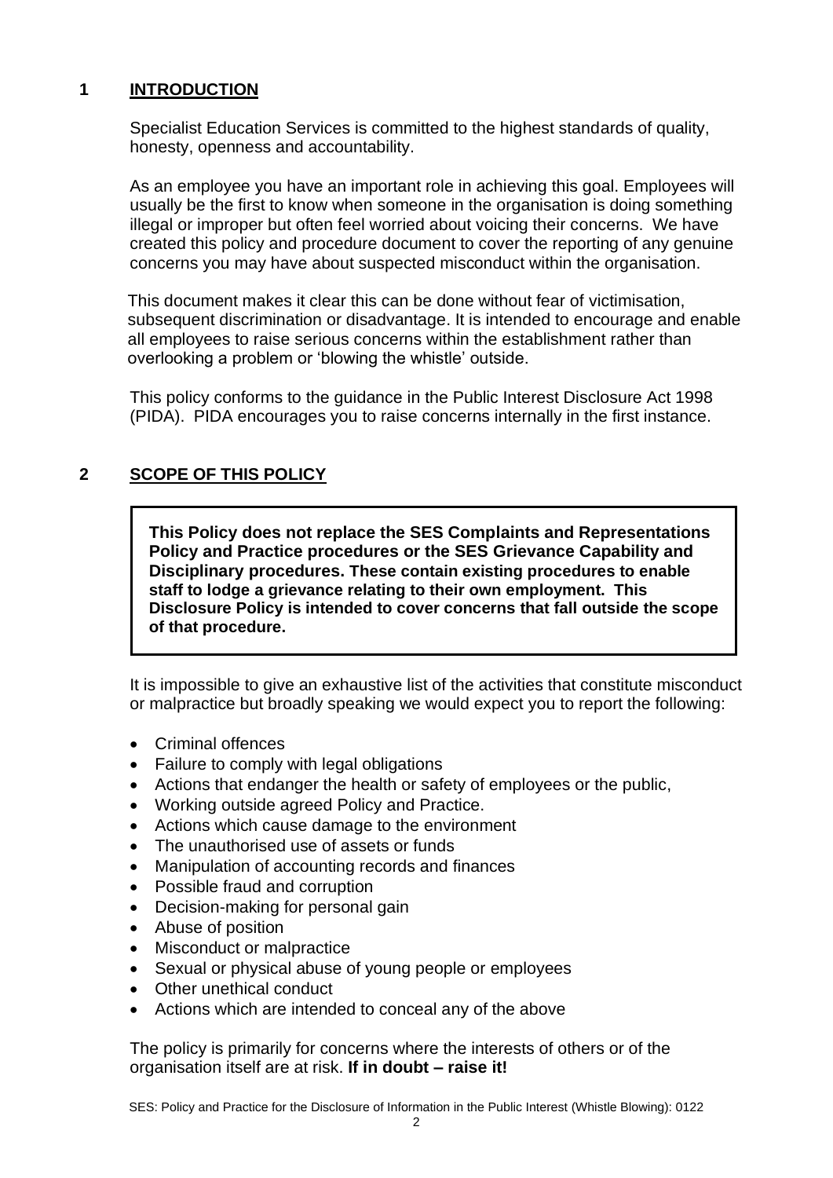## 1 INTRODUCTION

Specialist Education Services is committed to the highest standards of quality, honesty, openness and accountability.

As an employee you have an important role in achieving this goal. Employees will usually be the first to know when someone in the organisation is doing something illegal or improper but often feel worried about voicing their concerns. We have created this policy and procedure document to cover the reporting of any genuine concerns you may have about suspected misconduct within the organisation.

This document makes it clear this can be done without fear of victimisation, subsequent discrimination or disadvantage. It is intended to encourage and enable all employees to raise serious concerns within the establishment rather than overlooking a problem or 'blowing the whistle' outside.

This policy conforms to the guidance in the Public Interest Disclosure Act 1998 (PIDA). PIDA encourages you to raise concerns internally in the first instance.

## 2 SCOPE OF THIS POLICY

**This Policy does not replace the SES Complaints and Representations Policy and Practice procedures or the SES Grievance Capability and Disciplinary procedures. These contain existing procedures to enable staff to lodge a grievance relating to their own employment. This Disclosure Policy is intended to cover concerns that fall outside the scope of that procedure.**

It is impossible to give an exhaustive list of the activities that constitute misconduct or malpractice but broadly speaking we would expect you to report the following:

- Criminal offences
- Failure to comply with legal obligations
- Actions that endanger the health or safety of employees or the public,
- Working outside agreed Policy and Practice.
- Actions which cause damage to the environment
- The unauthorised use of assets or funds
- Manipulation of accounting records and finances
- Possible fraud and corruption
- Decision-making for personal gain
- Abuse of position
- Misconduct or malpractice
- Sexual or physical abuse of young people or employees
- Other unethical conduct
- Actions which are intended to conceal any of the above

The policy is primarily for concerns where the interests of others or of the organisation itself are at risk. **If in doubt – raise it!**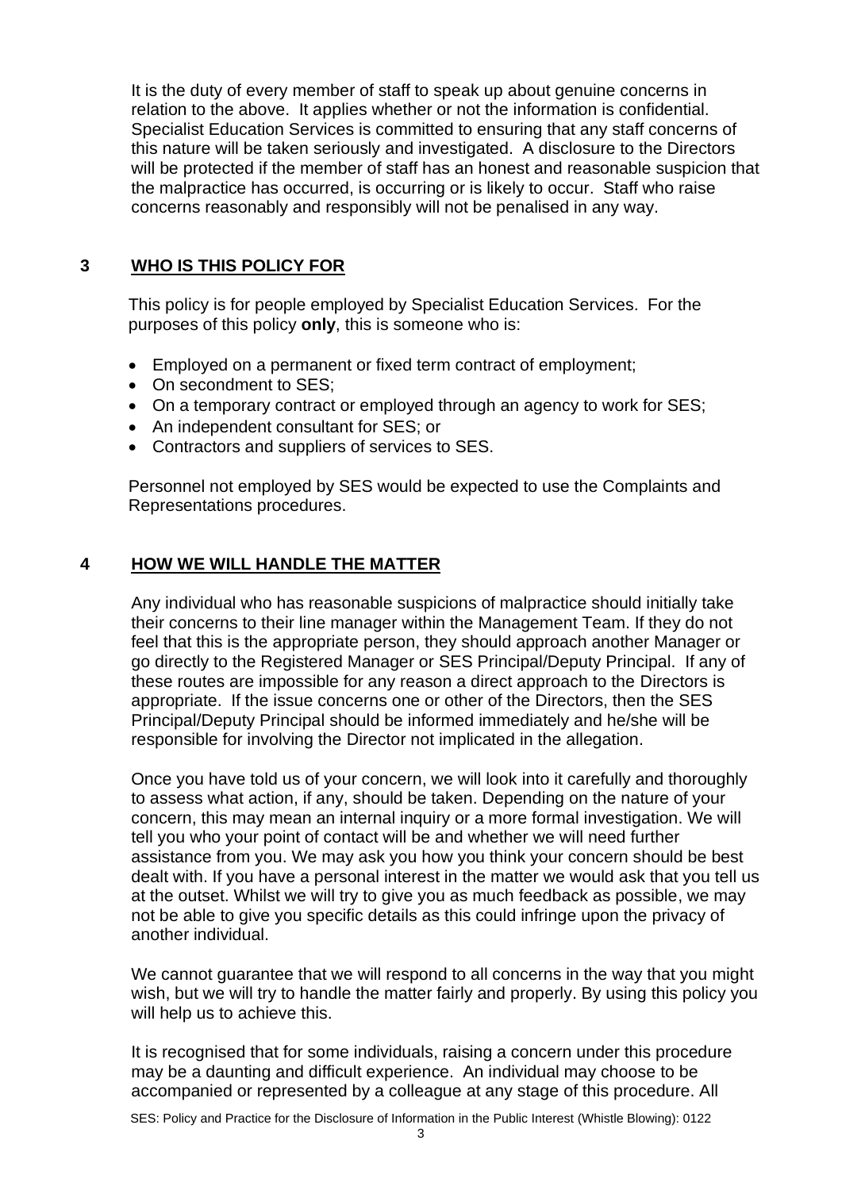It is the duty of every member of staff to speak up about genuine concerns in relation to the above. It applies whether or not the information is confidential. Specialist Education Services is committed to ensuring that any staff concerns of this nature will be taken seriously and investigated. A disclosure to the Directors will be protected if the member of staff has an honest and reasonable suspicion that the malpractice has occurred, is occurring or is likely to occur. Staff who raise concerns reasonably and responsibly will not be penalised in any way.

## 3 WHO IS THIS POLICY FOR

This policy is for people employed by Specialist Education Services. For the purposes of this policy **only**, this is someone who is:

- Employed on a permanent or fixed term contract of employment;
- On secondment to SES;
- On a temporary contract or employed through an agency to work for SES;
- An independent consultant for SES; or
- Contractors and suppliers of services to SES.

Personnel not employed by SES would be expected to use the Complaints and Representations procedures.

## 4 HOW WE WILL HANDLE THE MATTER

Any individual who has reasonable suspicions of malpractice should initially take their concerns to their line manager within the Management Team. If they do not feel that this is the appropriate person, they should approach another Manager or go directly to the Registered Manager or SES Principal/Deputy Principal. If any of these routes are impossible for any reason a direct approach to the Directors is appropriate. If the issue concerns one or other of the Directors, then the SES Principal/Deputy Principal should be informed immediately and he/she will be responsible for involving the Director not implicated in the allegation.

Once you have told us of your concern, we will look into it carefully and thoroughly to assess what action, if any, should be taken. Depending on the nature of your concern, this may mean an internal inquiry or a more formal investigation. We will tell you who your point of contact will be and whether we will need further assistance from you. We may ask you how you think your concern should be best dealt with. If you have a personal interest in the matter we would ask that you tell us at the outset. Whilst we will try to give you as much feedback as possible, we may not be able to give you specific details as this could infringe upon the privacy of another individual.

We cannot guarantee that we will respond to all concerns in the way that you might wish, but we will try to handle the matter fairly and properly. By using this policy you will help us to achieve this.

It is recognised that for some individuals, raising a concern under this procedure may be a daunting and difficult experience. An individual may choose to be accompanied or represented by a colleague at any stage of this procedure. All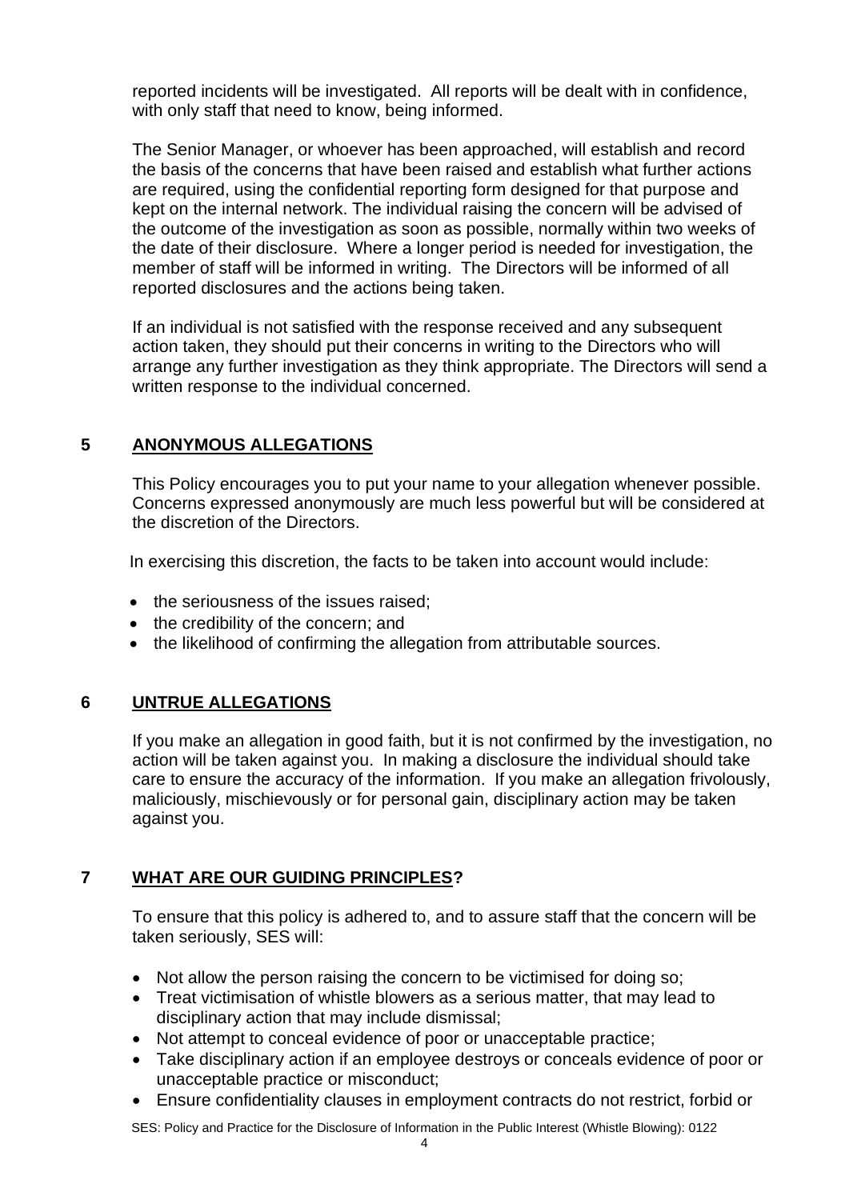reported incidents will be investigated. All reports will be dealt with in confidence, with only staff that need to know, being informed.

The Senior Manager, or whoever has been approached, will establish and record the basis of the concerns that have been raised and establish what further actions are required, using the confidential reporting form designed for that purpose and kept on the internal network. The individual raising the concern will be advised of the outcome of the investigation as soon as possible, normally within two weeks of the date of their disclosure. Where a longer period is needed for investigation, the member of staff will be informed in writing. The Directors will be informed of all reported disclosures and the actions being taken.

If an individual is not satisfied with the response received and any subsequent action taken, they should put their concerns in writing to the Directors who will arrange any further investigation as they think appropriate. The Directors will send a written response to the individual concerned.

## 5 ANONYMOUS ALLEGATIONS

This Policy encourages you to put your name to your allegation whenever possible. Concerns expressed anonymously are much less powerful but will be considered at the discretion of the Directors.

In exercising this discretion, the facts to be taken into account would include:

- the seriousness of the issues raised;
- the credibility of the concern; and
- the likelihood of confirming the allegation from attributable sources.

## 6 UNTRUE ALLEGATIONS

If you make an allegation in good faith, but it is not confirmed by the investigation, no action will be taken against you. In making a disclosure the individual should take care to ensure the accuracy of the information. If you make an allegation frivolously, maliciously, mischievously or for personal gain, disciplinary action may be taken against you.

## 7 WHAT ARE OUR GUIDING PRINCIPLES?

To ensure that this policy is adhered to, and to assure staff that the concern will be taken seriously, SES will:

- Not allow the person raising the concern to be victimised for doing so;
- Treat victimisation of whistle blowers as a serious matter, that may lead to disciplinary action that may include dismissal;
- Not attempt to conceal evidence of poor or unacceptable practice;
- Take disciplinary action if an employee destroys or conceals evidence of poor or unacceptable practice or misconduct;
- Ensure confidentiality clauses in employment contracts do not restrict, forbid or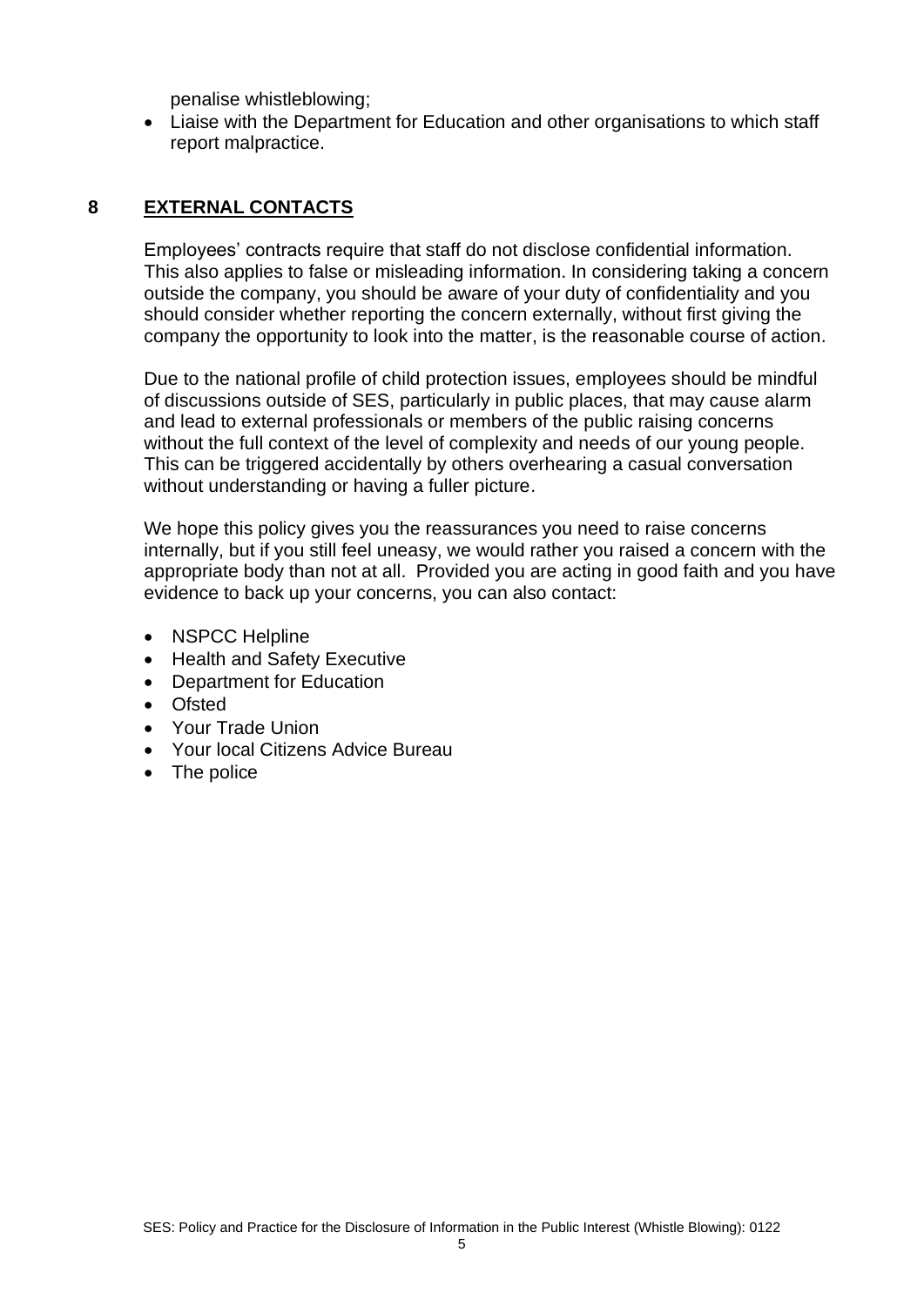penalise whistleblowing;

- Liaise with the Department for Education and other organisations to which staff report malpractice.

## 8 EXTERNAL CONTACTS

Employees' contracts require that staff do not disclose confidential information. This also applies to false or misleading information. In considering taking a concern outside the company, you should be aware of your duty of confidentiality and you should consider whether reporting the concern externally, without first giving the company the opportunity to look into the matter, is the reasonable course of action.

Due to the national profile of child protection issues, employees should be mindful of discussions outside of SES, particularly in public places, that may cause alarm and lead to external professionals or members of the public raising concerns without the full context of the level of complexity and needs of our young people. This can be triggered accidentally by others overhearing a casual conversation without understanding or having a fuller picture.

We hope this policy gives you the reassurances you need to raise concerns internally, but if you still feel uneasy, we would rather you raised a concern with the appropriate body than not at all. Provided you are acting in good faith and you have evidence to back up your concerns, you can also contact:

- NSPCC Helpline
- Health and Safety Executive
- Department for Education
- Ofsted
- Your Trade Union
- Your local Citizens Advice Bureau
- The police